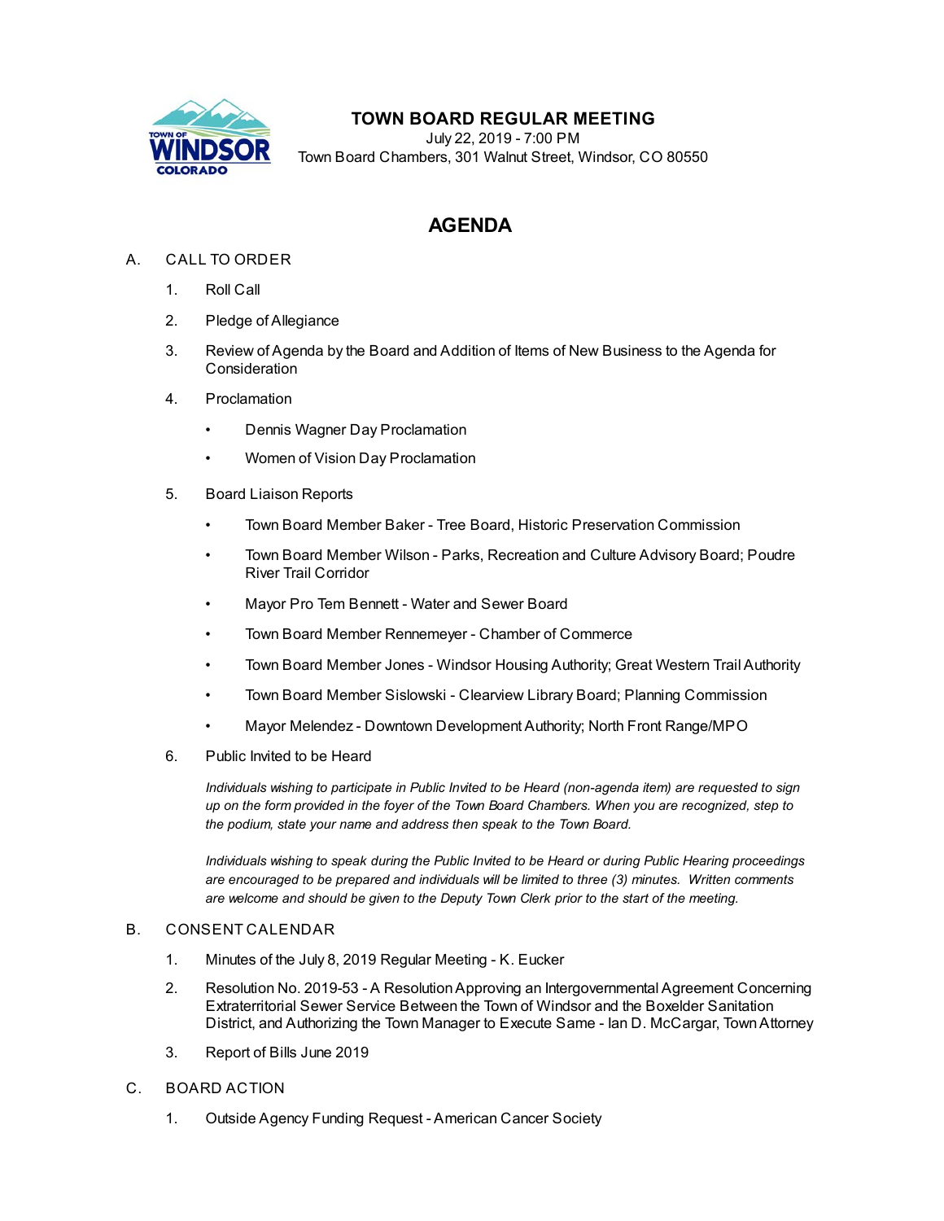# TOWN BOARD REGULAR MEETING

July 22, 2019 - 7:00 PM
Town Board Chambers, 301 Walnut Street, Windsor, CO 80550

## AGENDA

A. CALL TO ORDER

1. Roll Call
2. Pledge of Allegiance
3. Review of Agenda by the Board and Addition of Items of New Business to the Agenda for Consideration
4. Proclamation
   - Dennis Wagner Day Proclamation
   - Women of Vision Day Proclamation
5. Board Liaison Reports
   - Town Board Member Baker - Tree Board, Historic Preservation Commission
   - Town Board Member Wilson - Parks, Recreation and Culture Advisory Board; Poudre River Trail Corridor
   - Mayor Pro Tem Bennett - Water and Sewer Board
   - Town Board Member Rennemeyer - Chamber of Commerce
   - Town Board Member Jones - Windsor Housing Authority; Great Western Trail Authority
   - Town Board Member Sislowski - Clearview Library Board; Planning Commission
   - Mayor Melendez - Downtown Development Authority; North Front Range/MPO
6. Public Invited to be Heard

   *Individuals wishing to participate in Public Invited to be Heard (non-agenda item) are requested to sign up on the form provided in the foyer of the Town Board Chambers. When you are recognized, step to the podium, state your name and address then speak to the Town Board.*

   *Individuals wishing to speak during the Public Invited to be Heard or during Public Hearing proceedings are encouraged to be prepared and individuals will be limited to three (3) minutes. Written comments are welcome and should be given to the Deputy Town Clerk prior to the start of the meeting.*

B. CONSENT CALENDAR

1. Minutes of the July 8, 2019 Regular Meeting - K. Eucker
2. Resolution No. 2019-53 - A Resolution Approving an Intergovernmental Agreement Concerning Extraterritorial Sewer Service Between the Town of Windsor and the Boxelder Sanitation District, and Authorizing the Town Manager to Execute Same - Ian D. McCargar, Town Attorney
3. Report of Bills June 2019

C. BOARD ACTION

1. Outside Agency Funding Request - American Cancer Society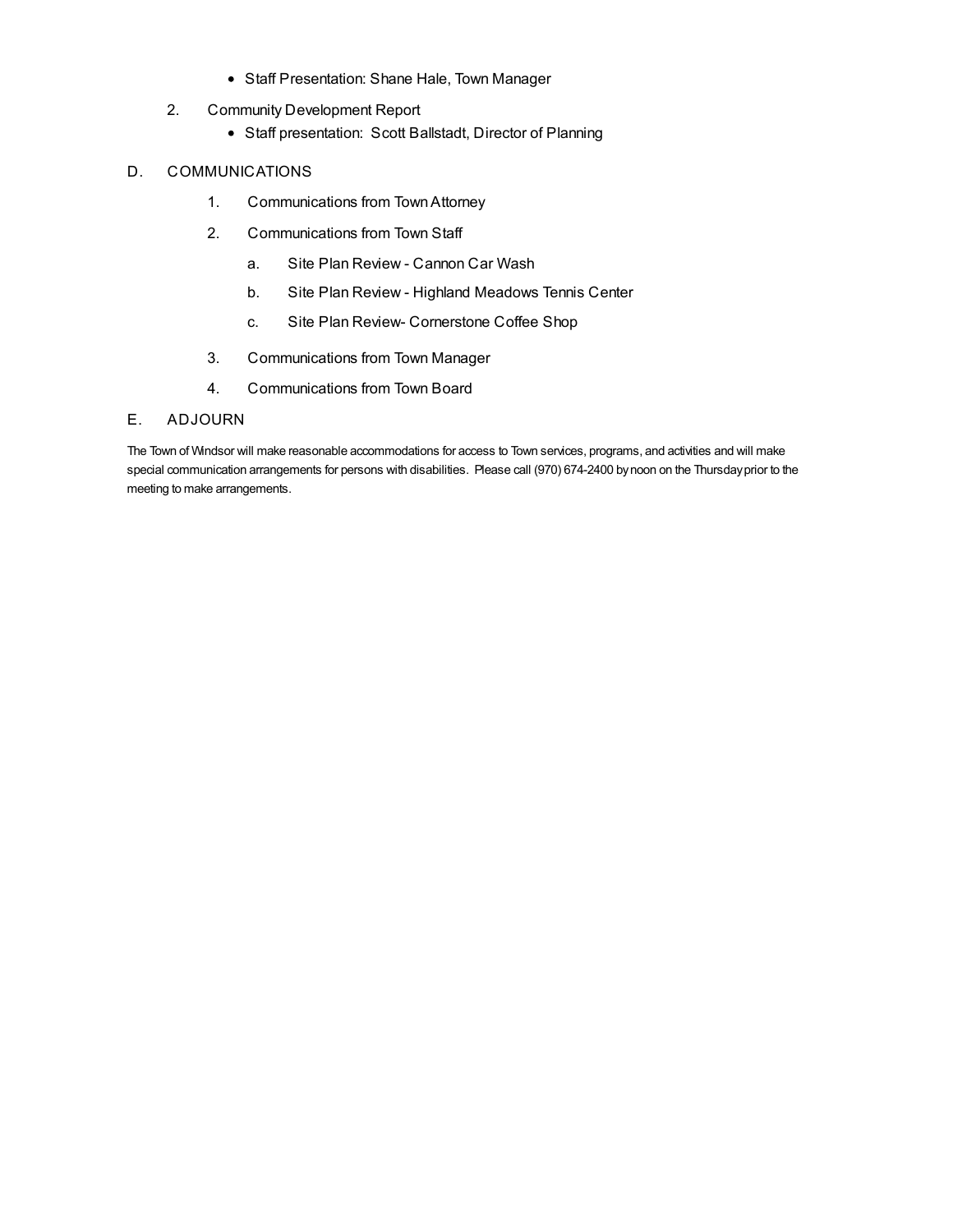- Staff Presentation: Shane Hale, Town Manager

2. Community Development Report
   - Staff presentation: Scott Ballstadt, Director of Planning

D. COMMUNICATIONS

1. Communications from Town Attorney
2. Communications from Town Staff
   a. Site Plan Review - Cannon Car Wash
   b. Site Plan Review - Highland Meadows Tennis Center
   c. Site Plan Review- Cornerstone Coffee Shop
3. Communications from Town Manager
4. Communications from Town Board

E. ADJOURN

The Town of Windsor will make reasonable accommodations for access to Town services, programs, and activities and will make special communication arrangements for persons with disabilities. Please call (970) 674-2400 by noon on the Thursday prior to the meeting to make arrangements.